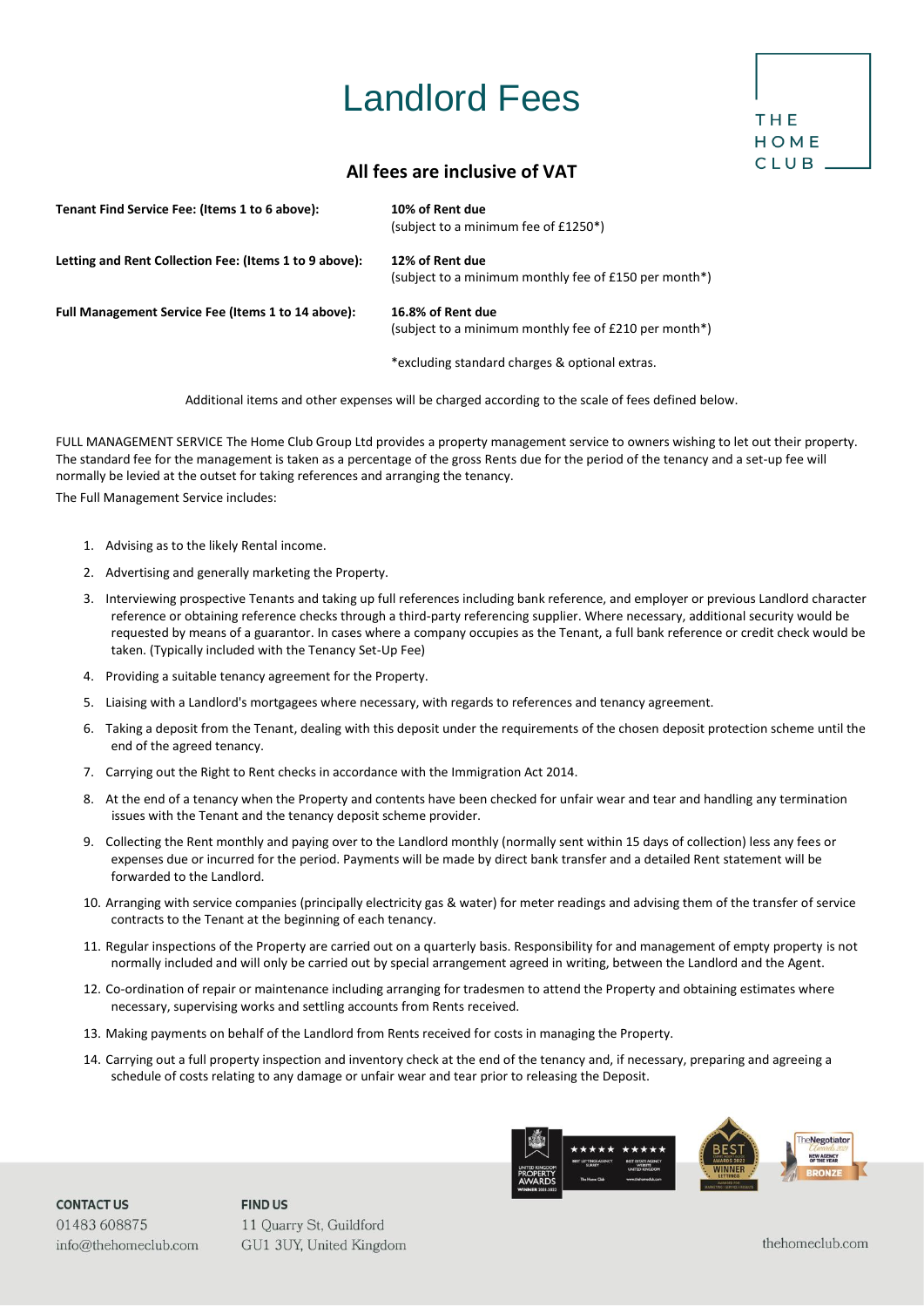# Landlord Fees

THE HOME CLUB

## All fees are inclusive of VAT

| | |
|---|---|
| **Tenant Find Service Fee: (Items 1 to 6 above):** | **10% of Rent due** (subject to a minimum fee of £1250*) |
| **Letting and Rent Collection Fee: (Items 1 to 9 above):** | **12% of Rent due** (subject to a minimum monthly fee of £150 per month*) |
| **Full Management Service Fee (Items 1 to 14 above):** | **16.8% of Rent due** (subject to a minimum monthly fee of £210 per month*) |

*excluding standard charges & optional extras.

Additional items and other expenses will be charged according to the scale of fees defined below.

FULL MANAGEMENT SERVICE The Home Club Group Ltd provides a property management service to owners wishing to let out their property. The standard fee for the management is taken as a percentage of the gross Rents due for the period of the tenancy and a set-up fee will normally be levied at the outset for taking references and arranging the tenancy.

The Full Management Service includes:

1. Advising as to the likely Rental income.
2. Advertising and generally marketing the Property.
3. Interviewing prospective Tenants and taking up full references including bank reference, and employer or previous Landlord character reference or obtaining reference checks through a third-party referencing supplier. Where necessary, additional security would be requested by means of a guarantor. In cases where a company occupies as the Tenant, a full bank reference or credit check would be taken. (Typically included with the Tenancy Set-Up Fee)
4. Providing a suitable tenancy agreement for the Property.
5. Liaising with a Landlord's mortgagees where necessary, with regards to references and tenancy agreement.
6. Taking a deposit from the Tenant, dealing with this deposit under the requirements of the chosen deposit protection scheme until the end of the agreed tenancy.
7. Carrying out the Right to Rent checks in accordance with the Immigration Act 2014.
8. At the end of a tenancy when the Property and contents have been checked for unfair wear and tear and handling any termination issues with the Tenant and the tenancy deposit scheme provider.
9. Collecting the Rent monthly and paying over to the Landlord monthly (normally sent within 15 days of collection) less any fees or expenses due or incurred for the period. Payments will be made by direct bank transfer and a detailed Rent statement will be forwarded to the Landlord.
10. Arranging with service companies (principally electricity gas & water) for meter readings and advising them of the transfer of service contracts to the Tenant at the beginning of each tenancy.
11. Regular inspections of the Property are carried out on a quarterly basis. Responsibility for and management of empty property is not normally included and will only be carried out by special arrangement agreed in writing, between the Landlord and the Agent.
12. Co-ordination of repair or maintenance including arranging for tradesmen to attend the Property and obtaining estimates where necessary, supervising works and settling accounts from Rents received.
13. Making payments on behalf of the Landlord from Rents received for costs in managing the Property.
14. Carrying out a full property inspection and inventory check at the end of the tenancy and, if necessary, preparing and agreeing a schedule of costs relating to any damage or unfair wear and tear prior to releasing the Deposit.

**CONTACT US**
01483 608875
info@thehomeclub.com

**FIND US**
11 Quarry St, Guildford
GU1 3UY, United Kingdom

thehomeclub.com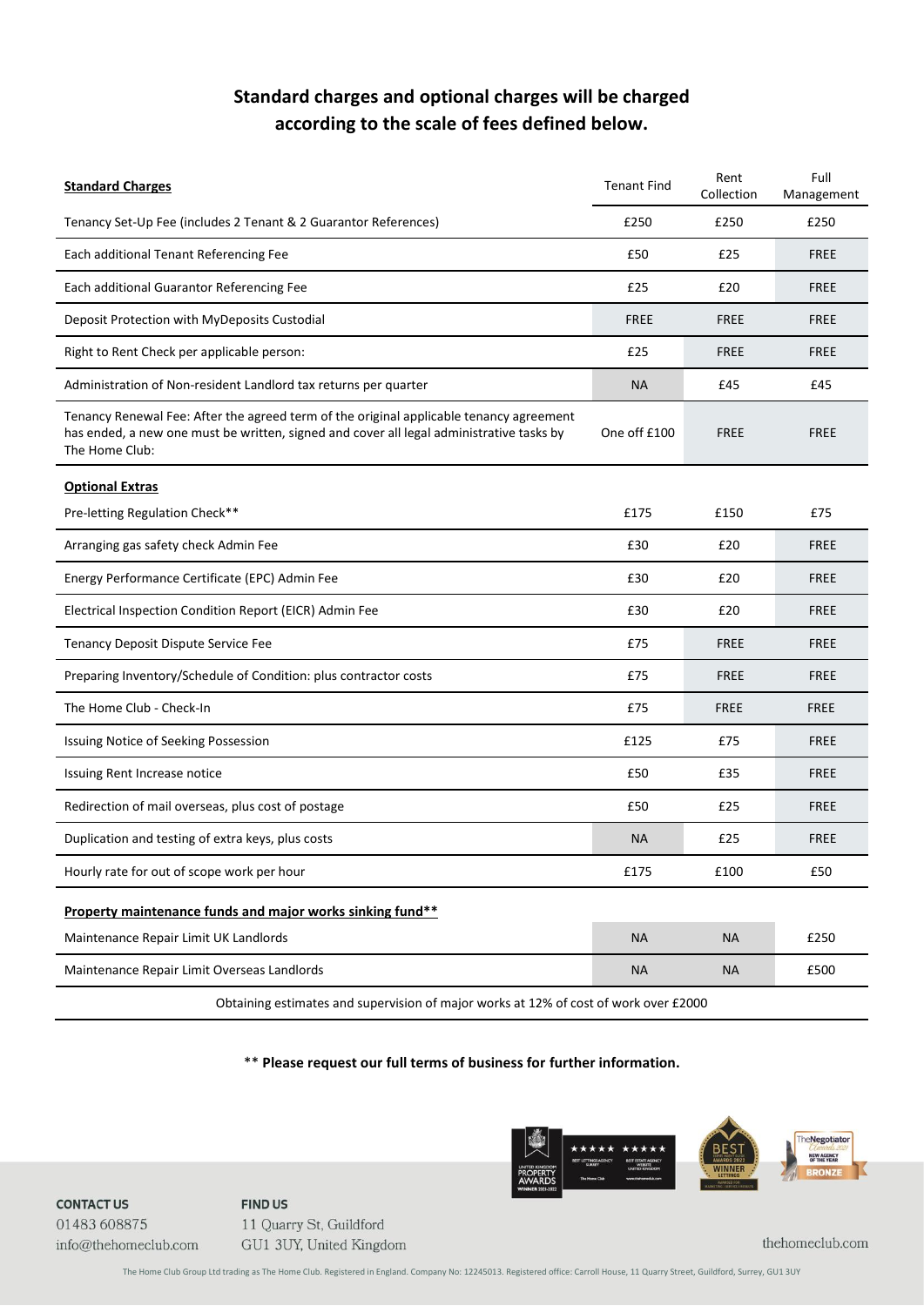## Standard charges and optional charges will be charged according to the scale of fees defined below.

| **Standard Charges** | Tenant Find | Rent Collection | Full Management |
|---|---|---|---|
| Tenancy Set-Up Fee (includes 2 Tenant & 2 Guarantor References) | £250 | £250 | £250 |
| Each additional Tenant Referencing Fee | £50 | £25 | FREE |
| Each additional Guarantor Referencing Fee | £25 | £20 | FREE |
| Deposit Protection with MyDeposits Custodial | FREE | FREE | FREE |
| Right to Rent Check per applicable person: | £25 | FREE | FREE |
| Administration of Non-resident Landlord tax returns per quarter | NA | £45 | £45 |
| Tenancy Renewal Fee: After the agreed term of the original applicable tenancy agreement has ended, a new one must be written, signed and cover all legal administrative tasks by The Home Club: | One off £100 | FREE | FREE |
| **Optional Extras** | | | |
| Pre-letting Regulation Check** | £175 | £150 | £75 |
| Arranging gas safety check Admin Fee | £30 | £20 | FREE |
| Energy Performance Certificate (EPC) Admin Fee | £30 | £20 | FREE |
| Electrical Inspection Condition Report (EICR) Admin Fee | £30 | £20 | FREE |
| Tenancy Deposit Dispute Service Fee | £75 | FREE | FREE |
| Preparing Inventory/Schedule of Condition: plus contractor costs | £75 | FREE | FREE |
| The Home Club - Check-In | £75 | FREE | FREE |
| Issuing Notice of Seeking Possession | £125 | £75 | FREE |
| Issuing Rent Increase notice | £50 | £35 | FREE |
| Redirection of mail overseas, plus cost of postage | £50 | £25 | FREE |
| Duplication and testing of extra keys, plus costs | NA | £25 | FREE |
| Hourly rate for out of scope work per hour | £175 | £100 | £50 |
| **Property maintenance funds and major works sinking fund**** | | | |
| Maintenance Repair Limit UK Landlords | NA | NA | £250 |
| Maintenance Repair Limit Overseas Landlords | NA | NA | £500 |
| Obtaining estimates and supervision of major works at 12% of cost of work over £2000 | | | |

** **Please request our full terms of business for further information.**

**CONTACT US**
01483 608875
info@thehomeclub.com

**FIND US**
11 Quarry St, Guildford
GU1 3UY, United Kingdom

thehomeclub.com

The Home Club Group Ltd trading as The Home Club. Registered in England. Company No: 12245013. Registered office: Carroll House, 11 Quarry Street, Guildford, Surrey, GU1 3UY